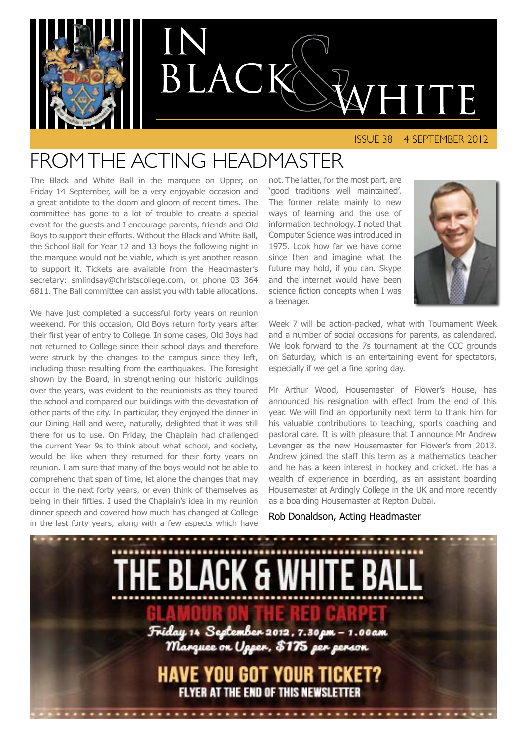# IN BLACK & WHITE

ISSUE 38 – 4 SEPTEMBER 2012

## FROM THE ACTING HEADMASTER

The Black and White Ball in the marquee on Upper, on Friday 14 September, will be a very enjoyable occasion and a great antidote to the doom and gloom of recent times. The committee has gone to a lot of trouble to create a special event for the guests and I encourage parents, friends and Old Boys to support their efforts. Without the Black and White Ball, the School Ball for Year 12 and 13 boys the following night in the marquee would not be viable, which is yet another reason to support it. Tickets are available from the Headmaster's secretary: smlindsay@christscollege.com, or phone 03 364 6811. The Ball committee can assist you with table allocations.

We have just completed a successful forty years on reunion weekend. For this occasion, Old Boys return forty years after their first year of entry to College. In some cases, Old Boys had not returned to College since their school days and therefore were struck by the changes to the campus since they left, including those resulting from the earthquakes. The foresight shown by the Board, in strengthening our historic buildings over the years, was evident to the reunionists as they toured the school and compared our buildings with the devastation of other parts of the city. In particular, they enjoyed the dinner in our Dining Hall and were, naturally, delighted that it was still there for us to use. On Friday, the Chaplain had challenged the current Year 9s to think about what school, and society, would be like when they returned for their forty years on reunion. I am sure that many of the boys would not be able to comprehend that span of time, let alone the changes that may occur in the next forty years, or even think of themselves as being in their fifties. I used the Chaplain's idea in my reunion dinner speech and covered how much has changed at College in the last forty years, along with a few aspects which have not. The latter, for the most part, are 'good traditions well maintained'. The former relate mainly to new ways of learning and the use of information technology. I noted that Computer Science was introduced in 1975. Look how far we have come since then and imagine what the future may hold, if you can. Skype and the internet would have been science fiction concepts when I was a teenager.

Week 7 will be action-packed, what with Tournament Week and a number of social occasions for parents, as calendared. We look forward to the 7s tournament at the CCC grounds on Saturday, which is an entertaining event for spectators, especially if we get a fine spring day.

Mr Arthur Wood, Housemaster of Flower's House, has announced his resignation with effect from the end of this year. We will find an opportunity next term to thank him for his valuable contributions to teaching, sports coaching and pastoral care. It is with pleasure that I announce Mr Andrew Levenger as the new Housemaster for Flower's from 2013. Andrew joined the staff this term as a mathematics teacher and he has a keen interest in hockey and cricket. He has a wealth of experience in boarding, as an assistant boarding Housemaster at Ardingly College in the UK and more recently as a boarding Housemaster at Repton Dubai.

Rob Donaldson, Acting Headmaster

## THE BLACK & WHITE BALL

**GLAMOUR ON THE RED CARPET**

*Friday 14 September 2012, 7.30pm – 1.00am*
*Marquee on Upper, $175 per person*

**HAVE YOU GOT YOUR TICKET?**

FLYER AT THE END OF THIS NEWSLETTER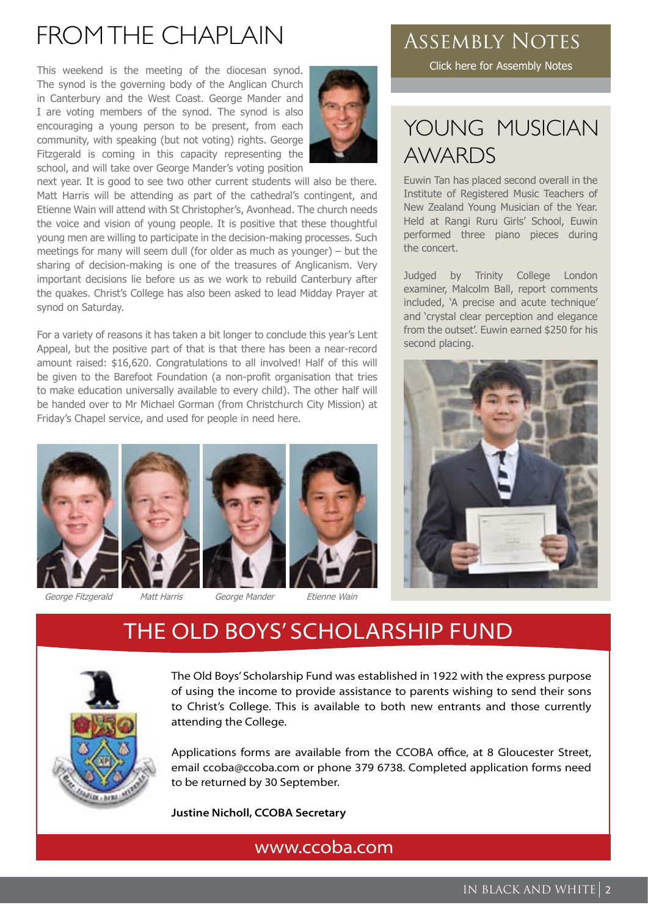# FROM THE CHAPLAIN

This weekend is the meeting of the diocesan synod. The synod is the governing body of the Anglican Church in Canterbury and the West Coast. George Mander and I are voting members of the synod. The synod is also encouraging a young person to be present, from each community, with speaking (but not voting) rights. George Fitzgerald is coming in this capacity representing the school, and will take over George Mander's voting position next year. It is good to see two other current students will also be there. Matt Harris will be attending as part of the cathedral's contingent, and Etienne Wain will attend with St Christopher's, Avonhead. The church needs the voice and vision of young people. It is positive that these thoughtful young men are willing to participate in the decision-making processes. Such meetings for many will seem dull (for older as much as younger) – but the sharing of decision-making is one of the treasures of Anglicanism. Very important decisions lie before us as we work to rebuild Canterbury after the quakes. Christ's College has also been asked to lead Midday Prayer at synod on Saturday.

For a variety of reasons it has taken a bit longer to conclude this year's Lent Appeal, but the positive part of that is that there has been a near-record amount raised: $16,620. Congratulations to all involved! Half of this will be given to the Barefoot Foundation (a non-profit organisation that tries to make education universally available to every child). The other half will be handed over to Mr Michael Gorman (from Christchurch City Mission) at Friday's Chapel service, and used for people in need here.

*George Fitzgerald* *Matt Harris* *George Mander* *Etienne Wain*

## ASSEMBLY NOTES

Click here for Assembly Notes

## YOUNG MUSICIAN AWARDS

Euwin Tan has placed second overall in the Institute of Registered Music Teachers of New Zealand Young Musician of the Year. Held at Rangi Ruru Girls' School, Euwin performed three piano pieces during the concert.

Judged by Trinity College London examiner, Malcolm Ball, report comments included, 'A precise and acute technique' and 'crystal clear perception and elegance from the outset'. Euwin earned $250 for his second placing.

## THE OLD BOYS' SCHOLARSHIP FUND

The Old Boys' Scholarship Fund was established in 1922 with the express purpose of using the income to provide assistance to parents wishing to send their sons to Christ's College. This is available to both new entrants and those currently attending the College.

Applications forms are available from the CCOBA office, at 8 Gloucester Street, email ccoba@ccoba.com or phone 379 6738. Completed application forms need to be returned by 30 September.

**Justine Nicholl, CCOBA Secretary**

www.ccoba.com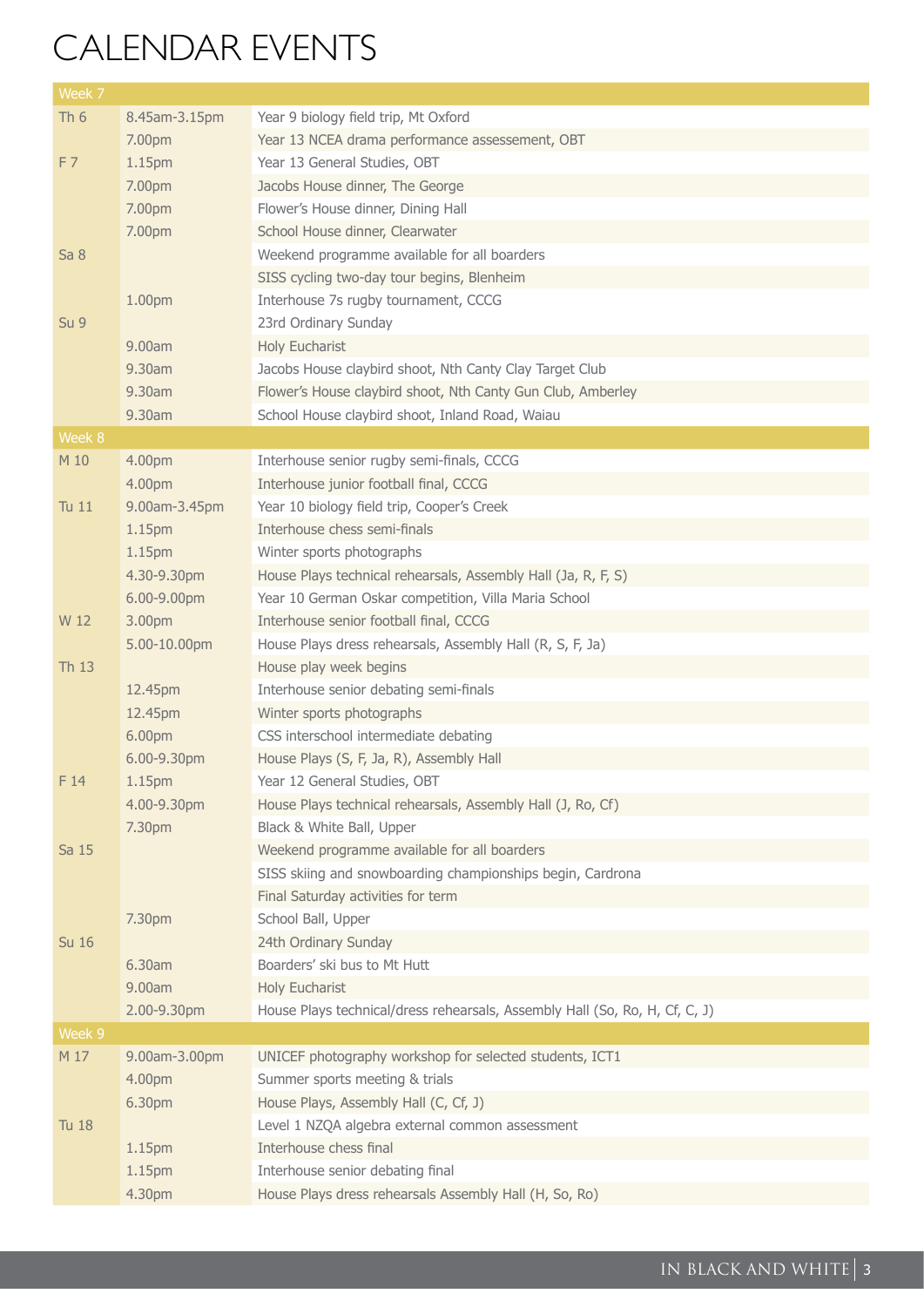# CALENDAR EVENTS

| Week 7 | | |
|---|---|---|
| Th 6 | 8.45am-3.15pm | Year 9 biology field trip, Mt Oxford |
| | 7.00pm | Year 13 NCEA drama performance assessement, OBT |
| F 7 | 1.15pm | Year 13 General Studies, OBT |
| | 7.00pm | Jacobs House dinner, The George |
| | 7.00pm | Flower's House dinner, Dining Hall |
| | 7.00pm | School House dinner, Clearwater |
| Sa 8 | | Weekend programme available for all boarders |
| | | SISS cycling two-day tour begins, Blenheim |
| | 1.00pm | Interhouse 7s rugby tournament, CCCG |
| Su 9 | | 23rd Ordinary Sunday |
| | 9.00am | Holy Eucharist |
| | 9.30am | Jacobs House claybird shoot, Nth Canty Clay Target Club |
| | 9.30am | Flower's House claybird shoot, Nth Canty Gun Club, Amberley |
| | 9.30am | School House claybird shoot, Inland Road, Waiau |
| **Week 8** | | |
| M 10 | 4.00pm | Interhouse senior rugby semi-finals, CCCG |
| | 4.00pm | Interhouse junior football final, CCCG |
| Tu 11 | 9.00am-3.45pm | Year 10 biology field trip, Cooper's Creek |
| | 1.15pm | Interhouse chess semi-finals |
| | 1.15pm | Winter sports photographs |
| | 4.30-9.30pm | House Plays technical rehearsals, Assembly Hall (Ja, R, F, S) |
| | 6.00-9.00pm | Year 10 German Oskar competition, Villa Maria School |
| W 12 | 3.00pm | Interhouse senior football final, CCCG |
| | 5.00-10.00pm | House Plays dress rehearsals, Assembly Hall (R, S, F, Ja) |
| Th 13 | | House play week begins |
| | 12.45pm | Interhouse senior debating semi-finals |
| | 12.45pm | Winter sports photographs |
| | 6.00pm | CSS interschool intermediate debating |
| | 6.00-9.30pm | House Plays (S, F, Ja, R), Assembly Hall |
| F 14 | 1.15pm | Year 12 General Studies, OBT |
| | 4.00-9.30pm | House Plays technical rehearsals, Assembly Hall (J, Ro, Cf) |
| | 7.30pm | Black & White Ball, Upper |
| Sa 15 | | Weekend programme available for all boarders |
| | | SISS skiing and snowboarding championships begin, Cardrona |
| | | Final Saturday activities for term |
| | 7.30pm | School Ball, Upper |
| Su 16 | | 24th Ordinary Sunday |
| | 6.30am | Boarders' ski bus to Mt Hutt |
| | 9.00am | Holy Eucharist |
| | 2.00-9.30pm | House Plays technical/dress rehearsals, Assembly Hall (So, Ro, H, Cf, C, J) |
| **Week 9** | | |
| M 17 | 9.00am-3.00pm | UNICEF photography workshop for selected students, ICT1 |
| | 4.00pm | Summer sports meeting & trials |
| | 6.30pm | House Plays, Assembly Hall (C, Cf, J) |
| Tu 18 | | Level 1 NZQA algebra external common assessment |
| | 1.15pm | Interhouse chess final |
| | 1.15pm | Interhouse senior debating final |
| | 4.30pm | House Plays dress rehearsals Assembly Hall (H, So, Ro) |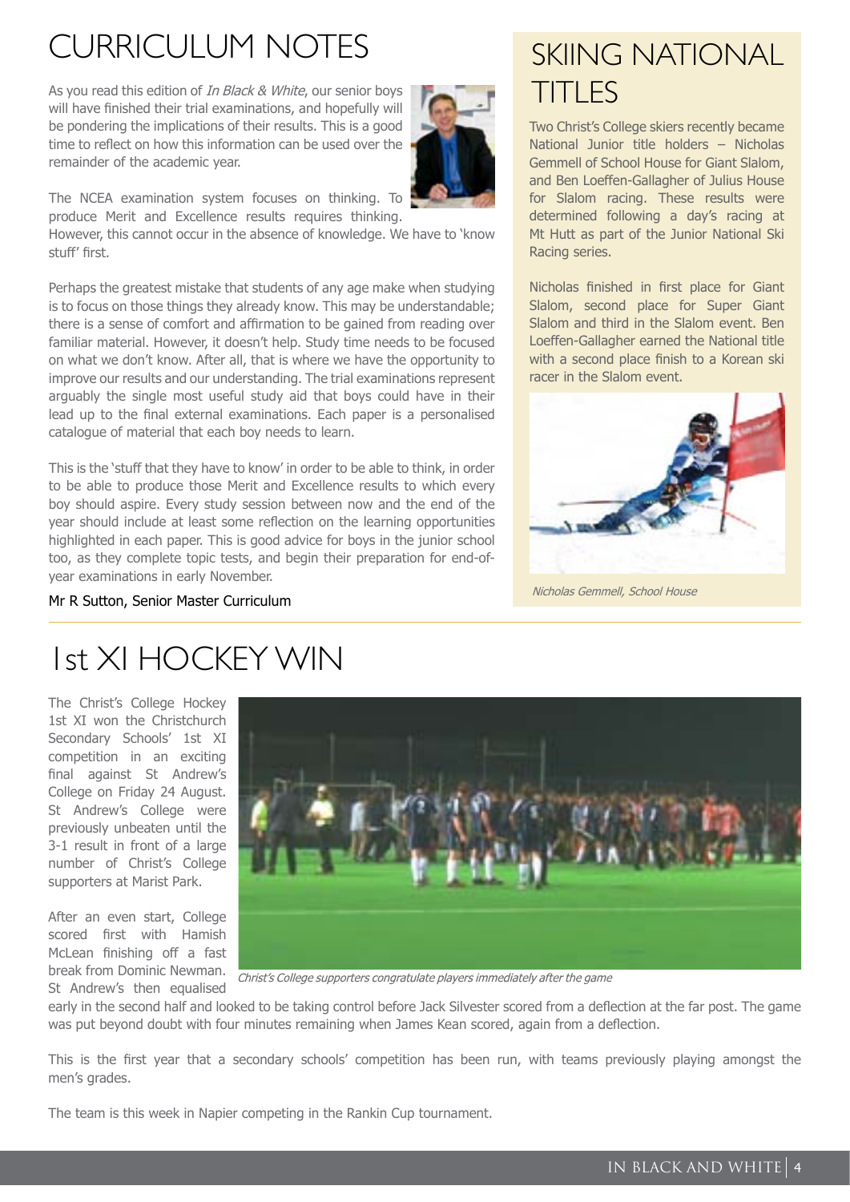# CURRICULUM NOTES

As you read this edition of *In Black & White*, our senior boys will have finished their trial examinations, and hopefully will be pondering the implications of their results. This is a good time to reflect on how this information can be used over the remainder of the academic year.

The NCEA examination system focuses on thinking. To produce Merit and Excellence results requires thinking. However, this cannot occur in the absence of knowledge. We have to 'know stuff' first.

Perhaps the greatest mistake that students of any age make when studying is to focus on those things they already know. This may be understandable; there is a sense of comfort and affirmation to be gained from reading over familiar material. However, it doesn't help. Study time needs to be focused on what we don't know. After all, that is where we have the opportunity to improve our results and our understanding. The trial examinations represent arguably the single most useful study aid that boys could have in their lead up to the final external examinations. Each paper is a personalised catalogue of material that each boy needs to learn.

This is the 'stuff that they have to know' in order to be able to think, in order to be able to produce those Merit and Excellence results to which every boy should aspire. Every study session between now and the end of the year should include at least some reflection on the learning opportunities highlighted in each paper. This is good advice for boys in the junior school too, as they complete topic tests, and begin their preparation for end-of-year examinations in early November.

Mr R Sutton, Senior Master Curriculum

# SKIING NATIONAL TITLES

Two Christ's College skiers recently became National Junior title holders – Nicholas Gemmell of School House for Giant Slalom, and Ben Loeffen-Gallagher of Julius House for Slalom racing. These results were determined following a day's racing at Mt Hutt as part of the Junior National Ski Racing series.

Nicholas finished in first place for Giant Slalom, second place for Super Giant Slalom and third in the Slalom event. Ben Loeffen-Gallagher earned the National title with a second place finish to a Korean ski racer in the Slalom event.

*Nicholas Gemmell, School House*

# 1st XI HOCKEY WIN

The Christ's College Hockey 1st XI won the Christchurch Secondary Schools' 1st XI competition in an exciting final against St Andrew's College on Friday 24 August. St Andrew's College were previously unbeaten until the 3-1 result in front of a large number of Christ's College supporters at Marist Park.

After an even start, College scored first with Hamish McLean finishing off a fast break from Dominic Newman. St Andrew's then equalised early in the second half and looked to be taking control before Jack Silvester scored from a deflection at the far post. The game was put beyond doubt with four minutes remaining when James Kean scored, again from a deflection.

*Christ's College supporters congratulate players immediately after the game*

This is the first year that a secondary schools' competition has been run, with teams previously playing amongst the men's grades.

The team is this week in Napier competing in the Rankin Cup tournament.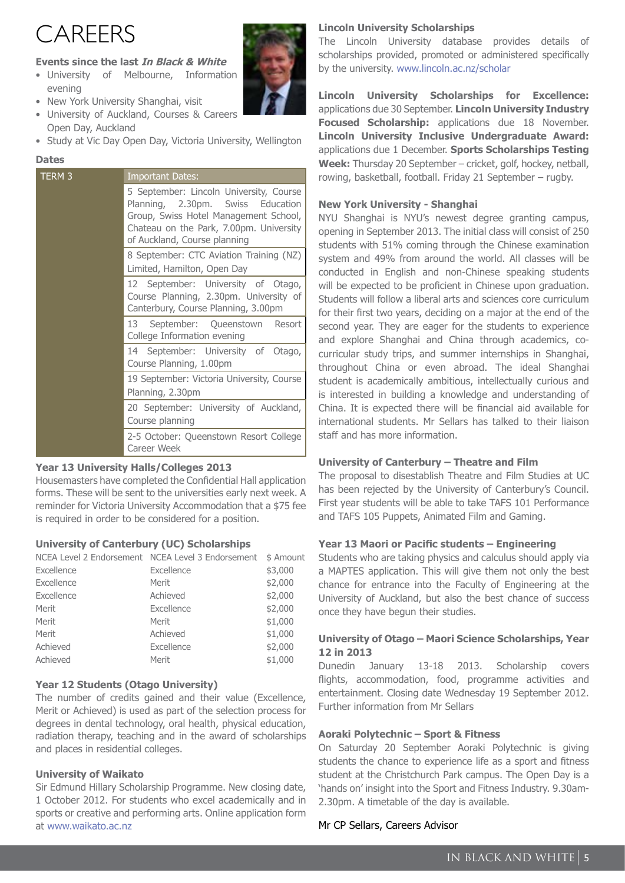# CAREERS

**Events since the last *In Black & White***

- University of Melbourne, Information evening
- New York University Shanghai, visit
- University of Auckland, Courses & Careers Open Day, Auckland
- Study at Vic Day Open Day, Victoria University, Wellington

**Dates**

| TERM 3 | Important Dates: |
| --- | --- |
| | 5 September: Lincoln University, Course Planning, 2.30pm. Swiss Education Group, Swiss Hotel Management School, Chateau on the Park, 7.00pm. University of Auckland, Course planning |
| | 8 September: CTC Aviation Training (NZ) Limited, Hamilton, Open Day |
| | 12 September: University of Otago, Course Planning, 2.30pm. University of Canterbury, Course Planning, 3.00pm |
| | 13 September: Queenstown Resort College Information evening |
| | 14 September: University of Otago, Course Planning, 1.00pm |
| | 19 September: Victoria University, Course Planning, 2.30pm |
| | 20 September: University of Auckland, Course planning |
| | 2-5 October: Queenstown Resort College Career Week |

**Year 13 University Halls/Colleges 2013**

Housemasters have completed the Confidential Hall application forms. These will be sent to the universities early next week. A reminder for Victoria University Accommodation that a $75 fee is required in order to be considered for a position.

**University of Canterbury (UC) Scholarships**

| NCEA Level 2 Endorsement | NCEA Level 3 Endorsement | $ Amount |
| --- | --- | --- |
| Excellence | Excellence | $3,000 |
| Excellence | Merit | $2,000 |
| Excellence | Achieved | $2,000 |
| Merit | Excellence | $2,000 |
| Merit | Merit | $1,000 |
| Merit | Achieved | $1,000 |
| Achieved | Excellence | $2,000 |
| Achieved | Merit | $1,000 |

**Year 12 Students (Otago University)**

The number of credits gained and their value (Excellence, Merit or Achieved) is used as part of the selection process for degrees in dental technology, oral health, physical education, radiation therapy, teaching and in the award of scholarships and places in residential colleges.

**University of Waikato**

Sir Edmund Hillary Scholarship Programme. New closing date, 1 October 2012. For students who excel academically and in sports or creative and performing arts. Online application form at www.waikato.ac.nz

**Lincoln University Scholarships**

The Lincoln University database provides details of scholarships provided, promoted or administered specifically by the university. www.lincoln.ac.nz/scholar

**Lincoln University Scholarships for Excellence:** applications due 30 September. **Lincoln University Industry Focused Scholarship:** applications due 18 November. **Lincoln University Inclusive Undergraduate Award:** applications due 1 December. **Sports Scholarships Testing Week:** Thursday 20 September – cricket, golf, hockey, netball, rowing, basketball, football. Friday 21 September – rugby.

**New York University - Shanghai**

NYU Shanghai is NYU's newest degree granting campus, opening in September 2013. The initial class will consist of 250 students with 51% coming through the Chinese examination system and 49% from around the world. All classes will be conducted in English and non-Chinese speaking students will be expected to be proficient in Chinese upon graduation. Students will follow a liberal arts and sciences core curriculum for their first two years, deciding on a major at the end of the second year. They are eager for the students to experience and explore Shanghai and China through academics, co-curricular study trips, and summer internships in Shanghai, throughout China or even abroad. The ideal Shanghai student is academically ambitious, intellectually curious and is interested in building a knowledge and understanding of China. It is expected there will be financial aid available for international students. Mr Sellars has talked to their liaison staff and has more information.

**University of Canterbury – Theatre and Film**

The proposal to disestablish Theatre and Film Studies at UC has been rejected by the University of Canterbury's Council. First year students will be able to take TAFS 101 Performance and TAFS 105 Puppets, Animated Film and Gaming.

**Year 13 Maori or Pacific students – Engineering**

Students who are taking physics and calculus should apply via a MAPTES application. This will give them not only the best chance for entrance into the Faculty of Engineering at the University of Auckland, but also the best chance of success once they have begun their studies.

**University of Otago – Maori Science Scholarships, Year 12 in 2013**

Dunedin January 13-18 2013. Scholarship covers flights, accommodation, food, programme activities and entertainment. Closing date Wednesday 19 September 2012. Further information from Mr Sellars

**Aoraki Polytechnic – Sport & Fitness**

On Saturday 20 September Aoraki Polytechnic is giving students the chance to experience life as a sport and fitness student at the Christchurch Park campus. The Open Day is a 'hands on' insight into the Sport and Fitness Industry. 9.30am-2.30pm. A timetable of the day is available.

Mr CP Sellars, Careers Advisor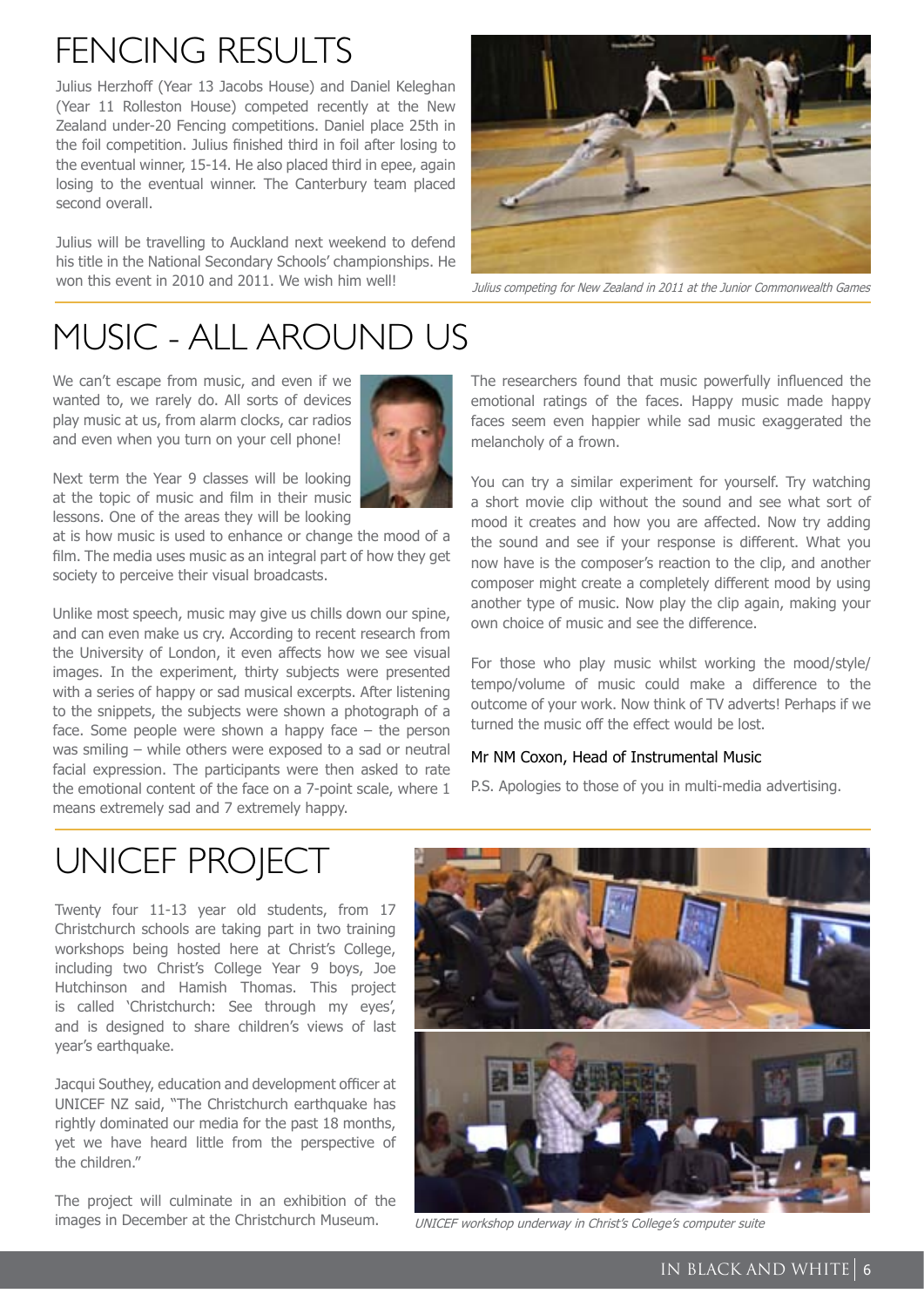# FENCING RESULTS

Julius Herzhoff (Year 13 Jacobs House) and Daniel Keleghan (Year 11 Rolleston House) competed recently at the New Zealand under-20 Fencing competitions. Daniel place 25th in the foil competition. Julius finished third in foil after losing to the eventual winner, 15-14. He also placed third in epee, again losing to the eventual winner. The Canterbury team placed second overall.

Julius will be travelling to Auckland next weekend to defend his title in the National Secondary Schools' championships. He won this event in 2010 and 2011. We wish him well!

*Julius competing for New Zealand in 2011 at the Junior Commonwealth Games*

# MUSIC - ALL AROUND US

We can't escape from music, and even if we wanted to, we rarely do. All sorts of devices play music at us, from alarm clocks, car radios and even when you turn on your cell phone!

Next term the Year 9 classes will be looking at the topic of music and film in their music lessons. One of the areas they will be looking at is how music is used to enhance or change the mood of a film. The media uses music as an integral part of how they get society to perceive their visual broadcasts.

Unlike most speech, music may give us chills down our spine, and can even make us cry. According to recent research from the University of London, it even affects how we see visual images. In the experiment, thirty subjects were presented with a series of happy or sad musical excerpts. After listening to the snippets, the subjects were shown a photograph of a face. Some people were shown a happy face – the person was smiling – while others were exposed to a sad or neutral facial expression. The participants were then asked to rate the emotional content of the face on a 7-point scale, where 1 means extremely sad and 7 extremely happy.

The researchers found that music powerfully influenced the emotional ratings of the faces. Happy music made happy faces seem even happier while sad music exaggerated the melancholy of a frown.

You can try a similar experiment for yourself. Try watching a short movie clip without the sound and see what sort of mood it creates and how you are affected. Now try adding the sound and see if your response is different. What you now have is the composer's reaction to the clip, and another composer might create a completely different mood by using another type of music. Now play the clip again, making your own choice of music and see the difference.

For those who play music whilst working the mood/style/tempo/volume of music could make a difference to the outcome of your work. Now think of TV adverts! Perhaps if we turned the music off the effect would be lost.

Mr NM Coxon, Head of Instrumental Music

P.S. Apologies to those of you in multi-media advertising.

# UNICEF PROJECT

Twenty four 11-13 year old students, from 17 Christchurch schools are taking part in two training workshops being hosted here at Christ's College, including two Christ's College Year 9 boys, Joe Hutchinson and Hamish Thomas. This project is called 'Christchurch: See through my eyes', and is designed to share children's views of last year's earthquake.

Jacqui Southey, education and development officer at UNICEF NZ said, "The Christchurch earthquake has rightly dominated our media for the past 18 months, yet we have heard little from the perspective of the children."

The project will culminate in an exhibition of the images in December at the Christchurch Museum.

*UNICEF workshop underway in Christ's College's computer suite*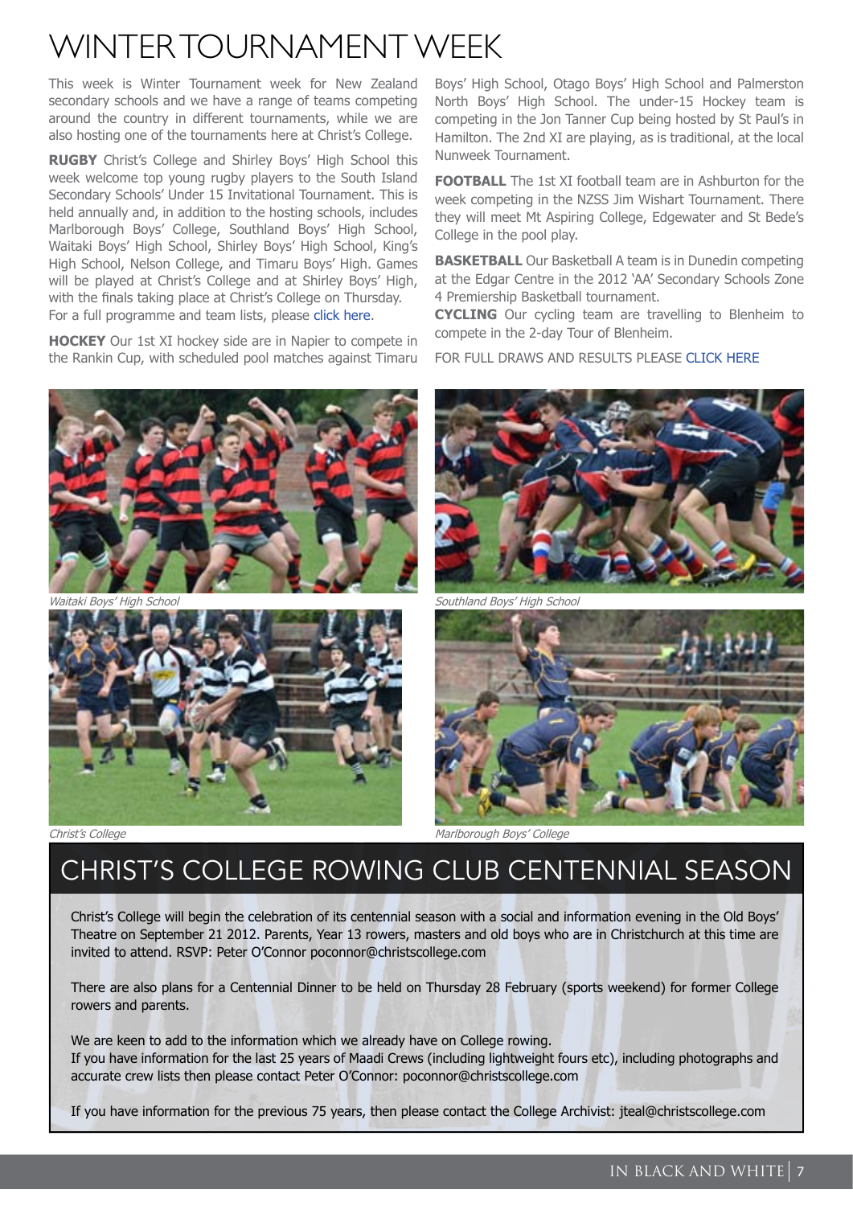# WINTER TOURNAMENT WEEK

This week is Winter Tournament week for New Zealand secondary schools and we have a range of teams competing around the country in different tournaments, while we are also hosting one of the tournaments here at Christ's College.

**RUGBY** Christ's College and Shirley Boys' High School this week welcome top young rugby players to the South Island Secondary Schools' Under 15 Invitational Tournament. This is held annually and, in addition to the hosting schools, includes Marlborough Boys' College, Southland Boys' High School, Waitaki Boys' High School, Shirley Boys' High School, King's High School, Nelson College, and Timaru Boys' High. Games will be played at Christ's College and at Shirley Boys' High, with the finals taking place at Christ's College on Thursday. For a full programme and team lists, please click here.

**HOCKEY** Our 1st XI hockey side are in Napier to compete in the Rankin Cup, with scheduled pool matches against Timaru Boys' High School, Otago Boys' High School and Palmerston North Boys' High School. The under-15 Hockey team is competing in the Jon Tanner Cup being hosted by St Paul's in Hamilton. The 2nd XI are playing, as is traditional, at the local Nunweek Tournament.

**FOOTBALL** The 1st XI football team are in Ashburton for the week competing in the NZSS Jim Wishart Tournament. There they will meet Mt Aspiring College, Edgewater and St Bede's College in the pool play.

**BASKETBALL** Our Basketball A team is in Dunedin competing at the Edgar Centre in the 2012 'AA' Secondary Schools Zone 4 Premiership Basketball tournament.

**CYCLING** Our cycling team are travelling to Blenheim to compete in the 2-day Tour of Blenheim.

FOR FULL DRAWS AND RESULTS PLEASE CLICK HERE

*Waitaki Boys' High School*

*Southland Boys' High School*

*Christ's College*

*Marlborough Boys' College*

# CHRIST'S COLLEGE ROWING CLUB CENTENNIAL SEASON

Christ's College will begin the celebration of its centennial season with a social and information evening in the Old Boys' Theatre on September 21 2012. Parents, Year 13 rowers, masters and old boys who are in Christchurch at this time are invited to attend. RSVP: Peter O'Connor poconnor@christscollege.com

There are also plans for a Centennial Dinner to be held on Thursday 28 February (sports weekend) for former College rowers and parents.

We are keen to add to the information which we already have on College rowing.
If you have information for the last 25 years of Maadi Crews (including lightweight fours etc), including photographs and accurate crew lists then please contact Peter O'Connor: poconnor@christscollege.com

If you have information for the previous 75 years, then please contact the College Archivist: jteal@christscollege.com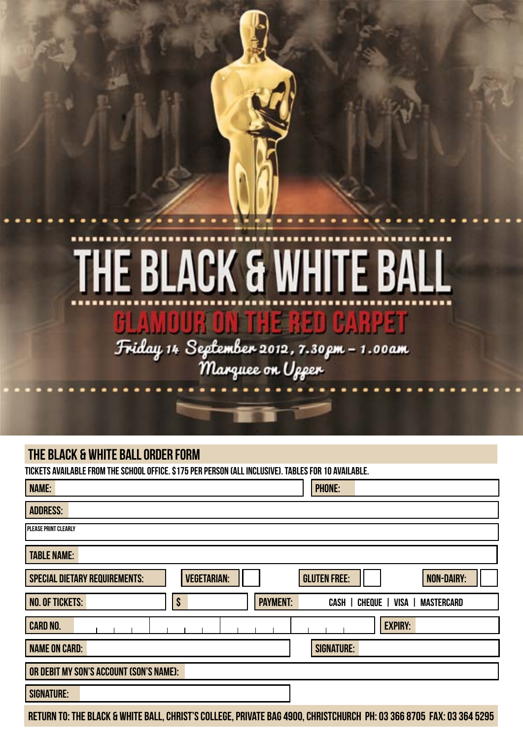# THE BLACK & WHITE BALL

## GLAMOUR ON THE RED CARPET

*Friday 14 September 2012, 7.30pm – 1.00am*

*Marquee on Upper*

## THE BLACK & WHITE BALL ORDER FORM

TICKETS AVAILABLE FROM THE SCHOOL OFFICE. $175 PER PERSON (ALL INCLUSIVE). TABLES FOR 10 AVAILABLE.

NAME:

PHONE:

ADDRESS:

PLEASE PRINT CLEARLY

TABLE NAME:

SPECIAL DIETARY REQUIREMENTS: VEGETARIAN: ☐ GLUTEN FREE: ☐ NON-DAIRY: ☐

NO. OF TICKETS: $ PAYMENT: CASH | CHEQUE | VISA | MASTERCARD

CARD NO. EXPIRY:

NAME ON CARD: SIGNATURE:

OR DEBIT MY SON'S ACCOUNT (SON'S NAME):

SIGNATURE:

RETURN TO: THE BLACK & WHITE BALL, CHRIST'S COLLEGE, PRIVATE BAG 4900, CHRISTCHURCH PH: 03 366 8705 FAX: 03 364 5295